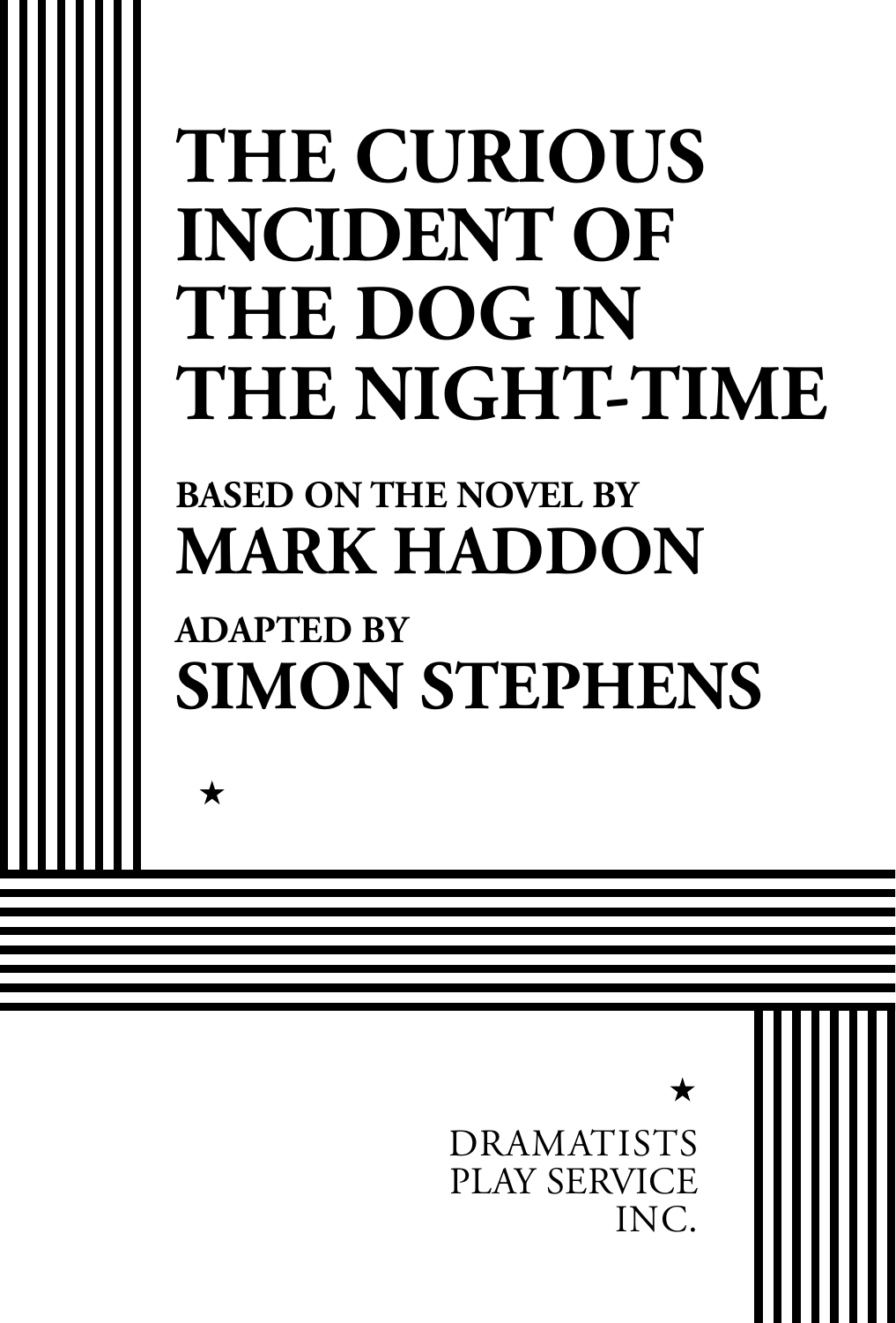# THE CURIOUS INCIDENT OF THE DOG IN THE NIGHT-TIME

**BASED ON THE NOVEL BY**

## MARK HADDON

**ADAPTED BY**

## SIMON STEPHENS

★

★

DRAMATISTS
PLAY SERVICE
INC.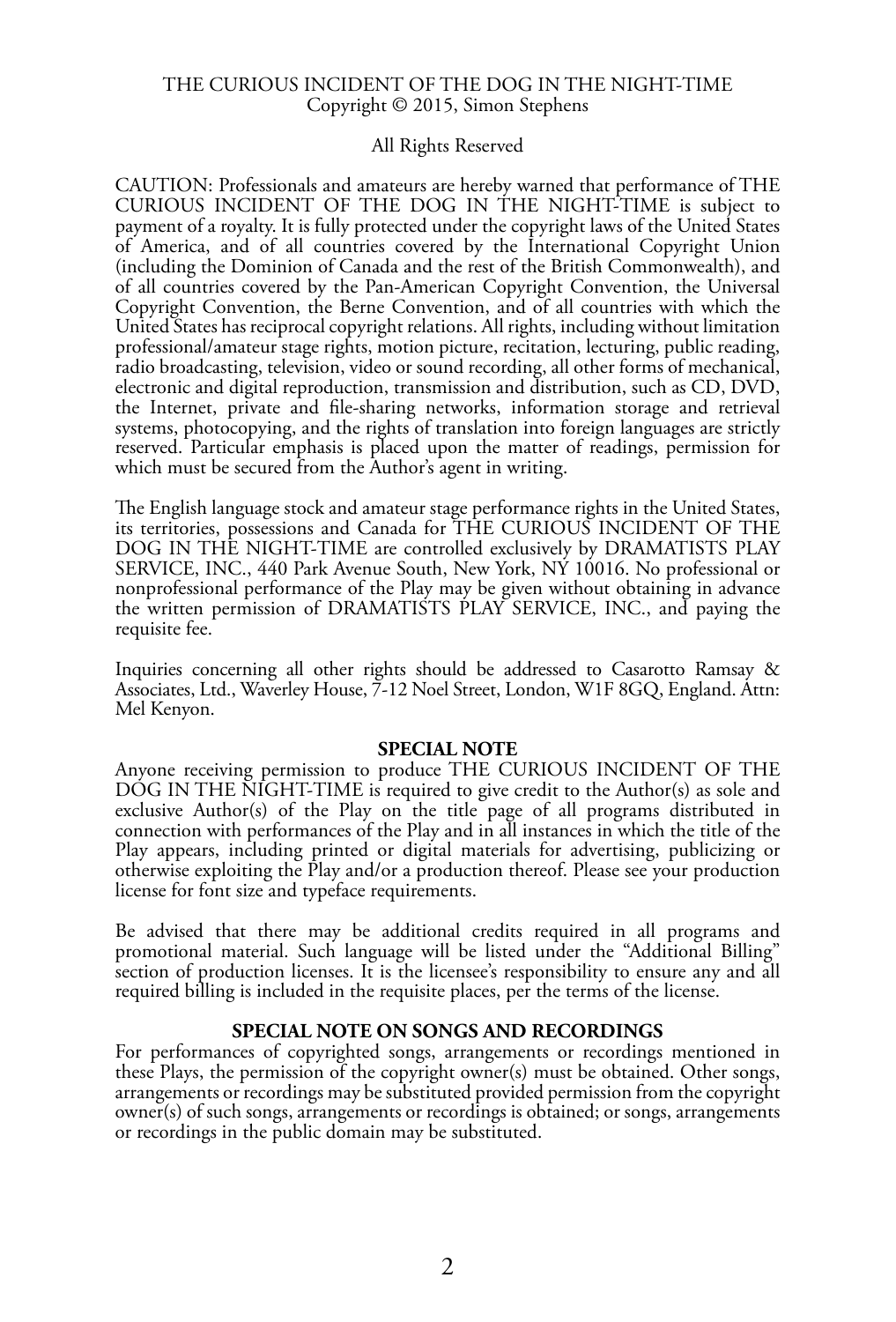THE CURIOUS INCIDENT OF THE DOG IN THE NIGHT-TIME
Copyright © 2015, Simon Stephens

All Rights Reserved

CAUTION: Professionals and amateurs are hereby warned that performance of THE CURIOUS INCIDENT OF THE DOG IN THE NIGHT-TIME is subject to payment of a royalty. It is fully protected under the copyright laws of the United States of America, and of all countries covered by the International Copyright Union (including the Dominion of Canada and the rest of the British Commonwealth), and of all countries covered by the Pan-American Copyright Convention, the Universal Copyright Convention, the Berne Convention, and of all countries with which the United States has reciprocal copyright relations. All rights, including without limitation professional/amateur stage rights, motion picture, recitation, lecturing, public reading, radio broadcasting, television, video or sound recording, all other forms of mechanical, electronic and digital reproduction, transmission and distribution, such as CD, DVD, the Internet, private and file-sharing networks, information storage and retrieval systems, photocopying, and the rights of translation into foreign languages are strictly reserved. Particular emphasis is placed upon the matter of readings, permission for which must be secured from the Author's agent in writing.

The English language stock and amateur stage performance rights in the United States, its territories, possessions and Canada for THE CURIOUS INCIDENT OF THE DOG IN THE NIGHT-TIME are controlled exclusively by DRAMATISTS PLAY SERVICE, INC., 440 Park Avenue South, New York, NY 10016. No professional or nonprofessional performance of the Play may be given without obtaining in advance the written permission of DRAMATISTS PLAY SERVICE, INC., and paying the requisite fee.

Inquiries concerning all other rights should be addressed to Casarotto Ramsay & Associates, Ltd., Waverley House, 7-12 Noel Street, London, W1F 8GQ, England. Attn: Mel Kenyon.

**SPECIAL NOTE**

Anyone receiving permission to produce THE CURIOUS INCIDENT OF THE DOG IN THE NIGHT-TIME is required to give credit to the Author(s) as sole and exclusive Author(s) of the Play on the title page of all programs distributed in connection with performances of the Play and in all instances in which the title of the Play appears, including printed or digital materials for advertising, publicizing or otherwise exploiting the Play and/or a production thereof. Please see your production license for font size and typeface requirements.

Be advised that there may be additional credits required in all programs and promotional material. Such language will be listed under the "Additional Billing" section of production licenses. It is the licensee's responsibility to ensure any and all required billing is included in the requisite places, per the terms of the license.

**SPECIAL NOTE ON SONGS AND RECORDINGS**

For performances of copyrighted songs, arrangements or recordings mentioned in these Plays, the permission of the copyright owner(s) must be obtained. Other songs, arrangements or recordings may be substituted provided permission from the copyright owner(s) of such songs, arrangements or recordings is obtained; or songs, arrangements or recordings in the public domain may be substituted.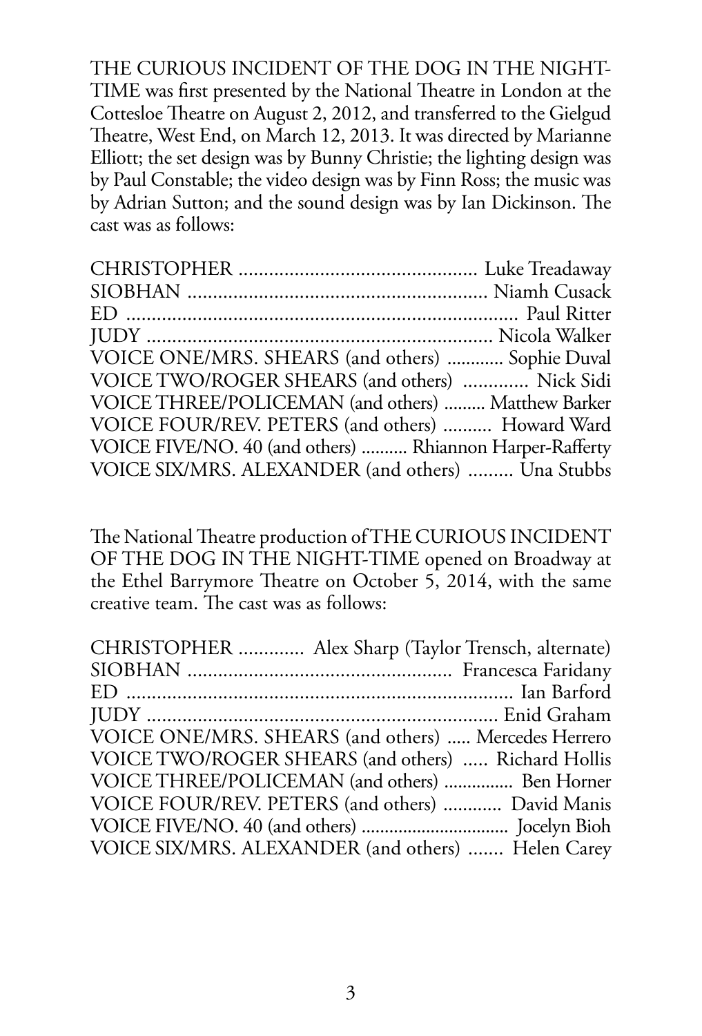THE CURIOUS INCIDENT OF THE DOG IN THE NIGHT-TIME was first presented by the National Theatre in London at the Cottesloe Theatre on August 2, 2012, and transferred to the Gielgud Theatre, West End, on March 12, 2013. It was directed by Marianne Elliott; the set design was by Bunny Christie; the lighting design was by Paul Constable; the video design was by Finn Ross; the music was by Adrian Sutton; and the sound design was by Ian Dickinson. The cast was as follows:

CHRISTOPHER ............................................. Luke Treadaway  
SIOBHAN ......................................................... Niamh Cusack  
ED ............................................................................ Paul Ritter  
JUDY ................................................................. Nicola Walker  
VOICE ONE/MRS. SHEARS (and others) ............ Sophie Duval  
VOICE TWO/ROGER SHEARS (and others) ............. Nick Sidi  
VOICE THREE/POLICEMAN (and others) ......... Matthew Barker  
VOICE FOUR/REV. PETERS (and others) .......... Howard Ward  
VOICE FIVE/NO. 40 (and others) .......... Rhiannon Harper-Rafferty  
VOICE SIX/MRS. ALEXANDER (and others) ......... Una Stubbs

The National Theatre production of THE CURIOUS INCIDENT OF THE DOG IN THE NIGHT-TIME opened on Broadway at the Ethel Barrymore Theatre on October 5, 2014, with the same creative team. The cast was as follows:

CHRISTOPHER ............. Alex Sharp (Taylor Trensch, alternate)  
SIOBHAN .................................................. Francesca Faridany  
ED ........................................................................... Ian Barford  
JUDY ................................................................... Enid Graham  
VOICE ONE/MRS. SHEARS (and others) ..... Mercedes Herrero  
VOICE TWO/ROGER SHEARS (and others) ..... Richard Hollis  
VOICE THREE/POLICEMAN (and others) ............... Ben Horner  
VOICE FOUR/REV. PETERS (and others) ............ David Manis  
VOICE FIVE/NO. 40 (and others) ................................ Jocelyn Bioh  
VOICE SIX/MRS. ALEXANDER (and others) ....... Helen Carey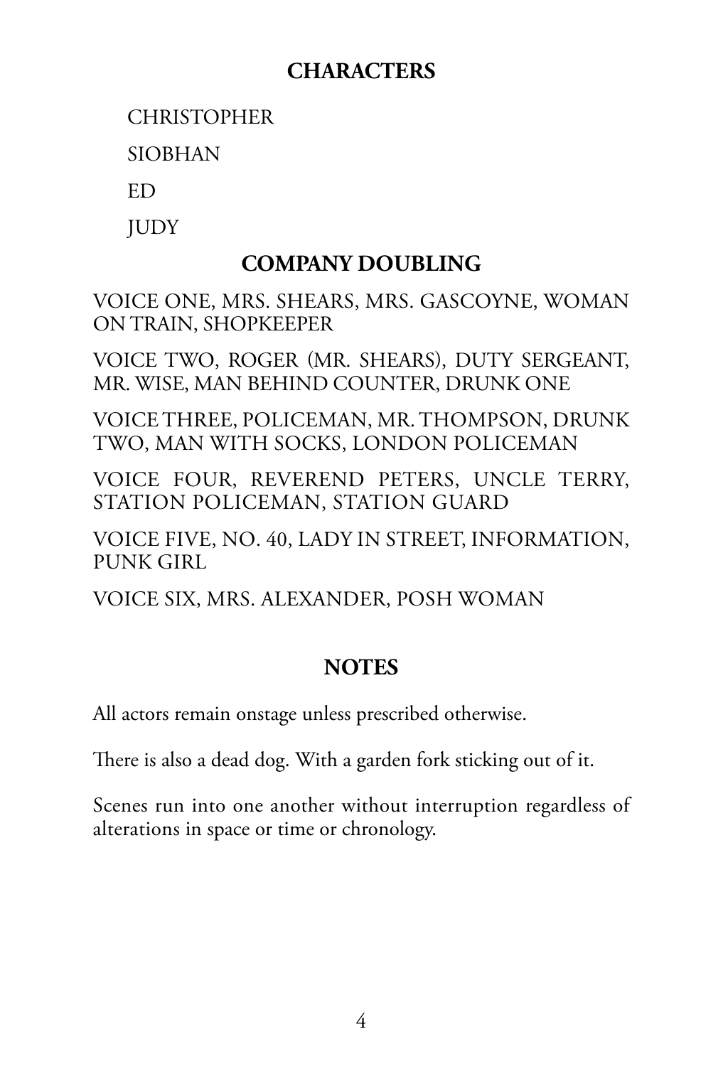## CHARACTERS

CHRISTOPHER

SIOBHAN

ED

JUDY

## COMPANY DOUBLING

VOICE ONE, MRS. SHEARS, MRS. GASCOYNE, WOMAN ON TRAIN, SHOPKEEPER

VOICE TWO, ROGER (MR. SHEARS), DUTY SERGEANT, MR. WISE, MAN BEHIND COUNTER, DRUNK ONE

VOICE THREE, POLICEMAN, MR. THOMPSON, DRUNK TWO, MAN WITH SOCKS, LONDON POLICEMAN

VOICE FOUR, REVEREND PETERS, UNCLE TERRY, STATION POLICEMAN, STATION GUARD

VOICE FIVE, NO. 40, LADY IN STREET, INFORMATION, PUNK GIRL

VOICE SIX, MRS. ALEXANDER, POSH WOMAN

## NOTES

All actors remain onstage unless prescribed otherwise.

There is also a dead dog. With a garden fork sticking out of it.

Scenes run into one another without interruption regardless of alterations in space or time or chronology.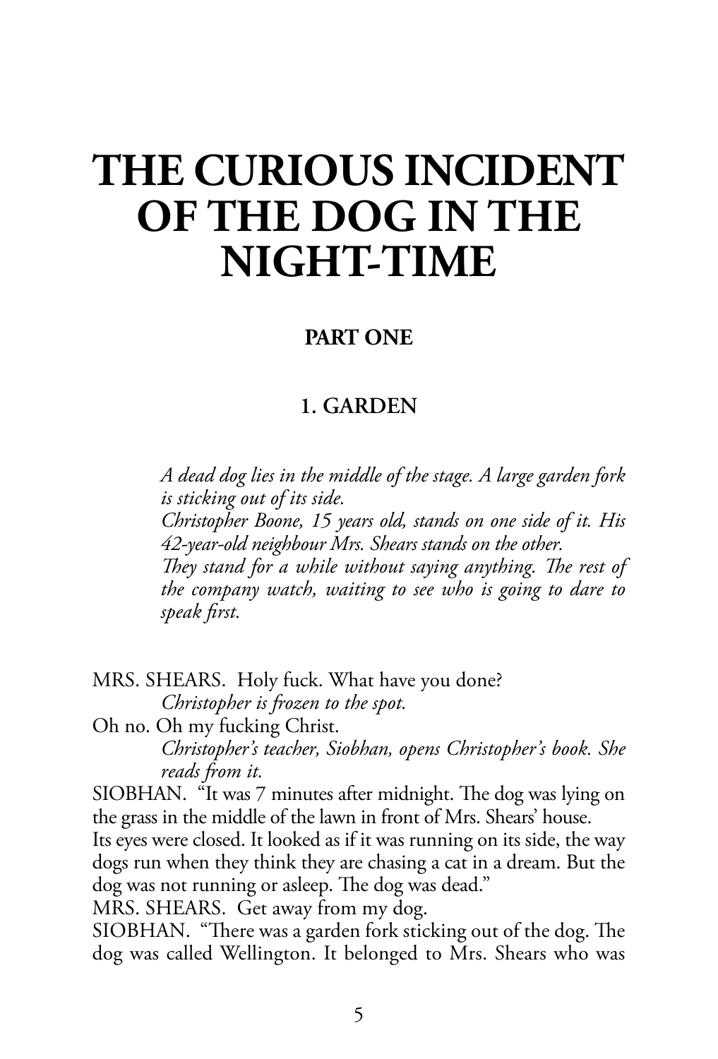# THE CURIOUS INCIDENT OF THE DOG IN THE NIGHT-TIME

## PART ONE

### 1. GARDEN

*A dead dog lies in the middle of the stage. A large garden fork is sticking out of its side.*
*Christopher Boone, 15 years old, stands on one side of it. His 42-year-old neighbour Mrs. Shears stands on the other.*
*They stand for a while without saying anything. The rest of the company watch, waiting to see who is going to dare to speak first.*

MRS. SHEARS. Holy fuck. What have you done?
*Christopher is frozen to the spot.*
Oh no. Oh my fucking Christ.
*Christopher's teacher, Siobhan, opens Christopher's book. She reads from it.*
SIOBHAN. "It was 7 minutes after midnight. The dog was lying on the grass in the middle of the lawn in front of Mrs. Shears' house. Its eyes were closed. It looked as if it was running on its side, the way dogs run when they think they are chasing a cat in a dream. But the dog was not running or asleep. The dog was dead."
MRS. SHEARS. Get away from my dog.
SIOBHAN. "There was a garden fork sticking out of the dog. The dog was called Wellington. It belonged to Mrs. Shears who was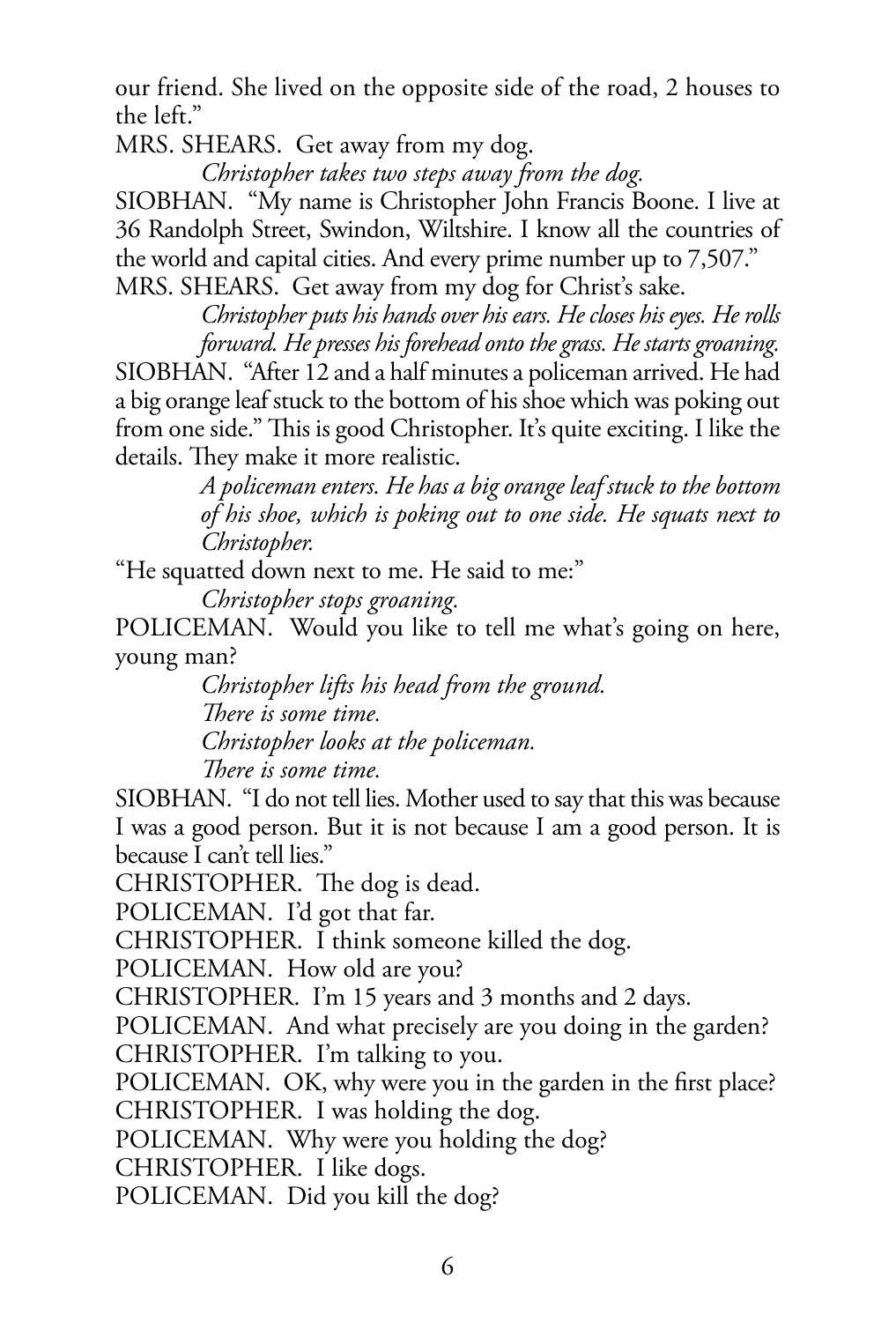our friend. She lived on the opposite side of the road, 2 houses to the left."

MRS. SHEARS. Get away from my dog.

*Christopher takes two steps away from the dog.*

SIOBHAN. "My name is Christopher John Francis Boone. I live at 36 Randolph Street, Swindon, Wiltshire. I know all the countries of the world and capital cities. And every prime number up to 7,507."

MRS. SHEARS. Get away from my dog for Christ's sake.

*Christopher puts his hands over his ears. He closes his eyes. He rolls forward. He presses his forehead onto the grass. He starts groaning.*

SIOBHAN. "After 12 and a half minutes a policeman arrived. He had a big orange leaf stuck to the bottom of his shoe which was poking out from one side." This is good Christopher. It's quite exciting. I like the details. They make it more realistic.

*A policeman enters. He has a big orange leaf stuck to the bottom of his shoe, which is poking out to one side. He squats next to Christopher.*

"He squatted down next to me. He said to me:"

*Christopher stops groaning.*

POLICEMAN. Would you like to tell me what's going on here, young man?

*Christopher lifts his head from the ground.*

*There is some time.*

*Christopher looks at the policeman.*

*There is some time.*

SIOBHAN. "I do not tell lies. Mother used to say that this was because I was a good person. But it is not because I am a good person. It is because I can't tell lies."

CHRISTOPHER. The dog is dead.

POLICEMAN. I'd got that far.

CHRISTOPHER. I think someone killed the dog.

POLICEMAN. How old are you?

CHRISTOPHER. I'm 15 years and 3 months and 2 days.

POLICEMAN. And what precisely are you doing in the garden?

CHRISTOPHER. I'm talking to you.

POLICEMAN. OK, why were you in the garden in the first place?

CHRISTOPHER. I was holding the dog.

POLICEMAN. Why were you holding the dog?

CHRISTOPHER. I like dogs.

POLICEMAN. Did you kill the dog?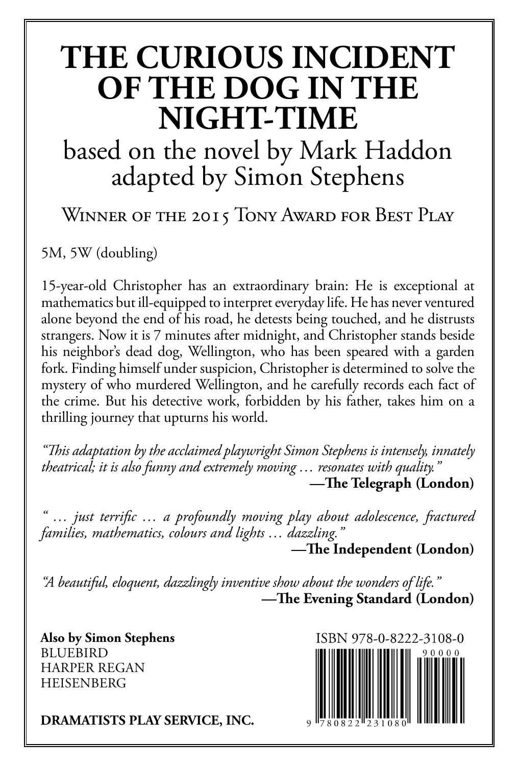# THE CURIOUS INCIDENT OF THE DOG IN THE NIGHT-TIME

based on the novel by Mark Haddon
adapted by Simon Stephens

WINNER OF THE 2015 TONY AWARD FOR BEST PLAY

5M, 5W (doubling)

15-year-old Christopher has an extraordinary brain: He is exceptional at mathematics but ill-equipped to interpret everyday life. He has never ventured alone beyond the end of his road, he detests being touched, and he distrusts strangers. Now it is 7 minutes after midnight, and Christopher stands beside his neighbor's dead dog, Wellington, who has been speared with a garden fork. Finding himself under suspicion, Christopher is determined to solve the mystery of who murdered Wellington, and he carefully records each fact of the crime. But his detective work, forbidden by his father, takes him on a thrilling journey that upturns his world.

*"This adaptation by the acclaimed playwright Simon Stephens is intensely, innately theatrical; it is also funny and extremely moving … resonates with quality."*
**—The Telegraph (London)**

*" … just terrific … a profoundly moving play about adolescence, fractured families, mathematics, colours and lights … dazzling."*
**—The Independent (London)**

*"A beautiful, eloquent, dazzlingly inventive show about the wonders of life."*
**—The Evening Standard (London)**

**Also by Simon Stephens**
BLUEBIRD
HARPER REGAN
HEISENBERG

**DRAMATISTS PLAY SERVICE, INC.**

ISBN 978-0-8222-3108-0

90000

9 780822 231080